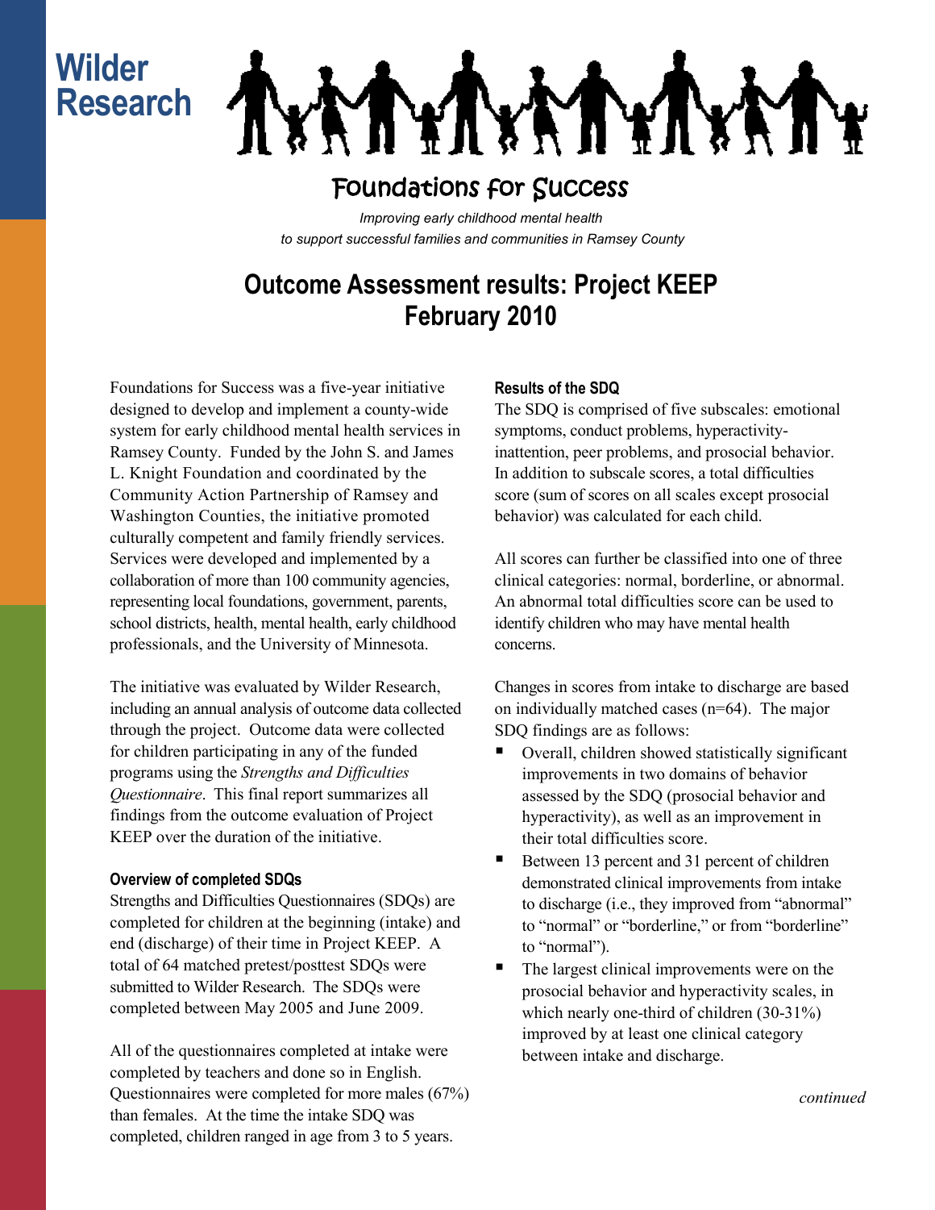Wilder Research

# Foundations for Success

*Improving early childhood mental health to support successful families and communities in Ramsey County*

## Outcome Assessment results: Project KEEP February 2010

Foundations for Success was a five-year initiative designed to develop and implement a county-wide system for early childhood mental health services in Ramsey County. Funded by the John S. and James L. Knight Foundation and coordinated by the Community Action Partnership of Ramsey and Washington Counties, the initiative promoted culturally competent and family friendly services. Services were developed and implemented by a collaboration of more than 100 community agencies, representing local foundations, government, parents, school districts, health, mental health, early childhood professionals, and the University of Minnesota.

The initiative was evaluated by Wilder Research, including an annual analysis of outcome data collected through the project. Outcome data were collected for children participating in any of the funded programs using the *Strengths and Difficulties Questionnaire*. This final report summarizes all findings from the outcome evaluation of Project KEEP over the duration of the initiative.

### Overview of completed SDQs

Strengths and Difficulties Questionnaires (SDQs) are completed for children at the beginning (intake) and end (discharge) of their time in Project KEEP. A total of 64 matched pretest/posttest SDQs were submitted to Wilder Research. The SDQs were completed between May 2005 and June 2009.

All of the questionnaires completed at intake were completed by teachers and done so in English. Questionnaires were completed for more males (67%) than females. At the time the intake SDQ was completed, children ranged in age from 3 to 5 years.

### Results of the SDQ

The SDQ is comprised of five subscales: emotional symptoms, conduct problems, hyperactivity-inattention, peer problems, and prosocial behavior. In addition to subscale scores, a total difficulties score (sum of scores on all scales except prosocial behavior) was calculated for each child.

All scores can further be classified into one of three clinical categories: normal, borderline, or abnormal. An abnormal total difficulties score can be used to identify children who may have mental health concerns.

Changes in scores from intake to discharge are based on individually matched cases (n=64). The major SDQ findings are as follows:

- Overall, children showed statistically significant improvements in two domains of behavior assessed by the SDQ (prosocial behavior and hyperactivity), as well as an improvement in their total difficulties score.
- Between 13 percent and 31 percent of children demonstrated clinical improvements from intake to discharge (i.e., they improved from "abnormal" to "normal" or "borderline," or from "borderline" to "normal").
- The largest clinical improvements were on the prosocial behavior and hyperactivity scales, in which nearly one-third of children (30-31%) improved by at least one clinical category between intake and discharge.

*continued*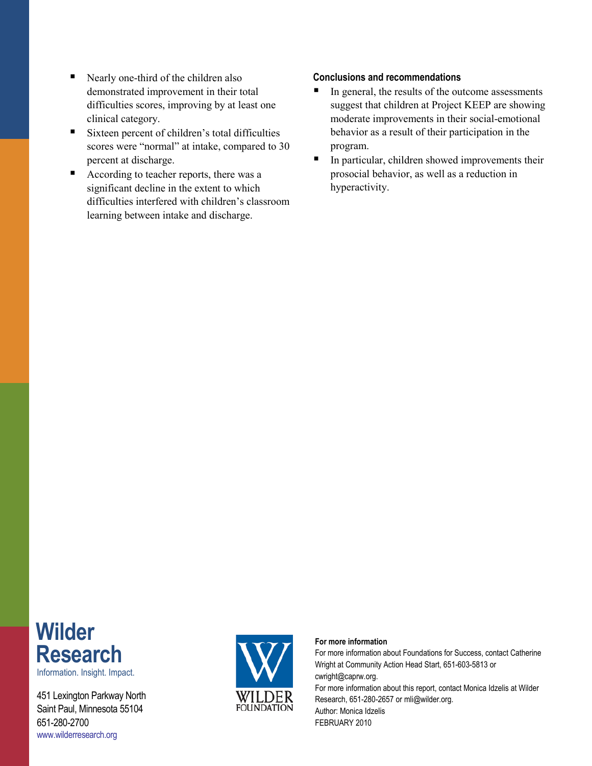- Nearly one-third of the children also demonstrated improvement in their total difficulties scores, improving by at least one clinical category.
- Sixteen percent of children's total difficulties scores were "normal" at intake, compared to 30 percent at discharge.
- According to teacher reports, there was a significant decline in the extent to which difficulties interfered with children's classroom learning between intake and discharge.

**Conclusions and recommendations**

- In general, the results of the outcome assessments suggest that children at Project KEEP are showing moderate improvements in their social-emotional behavior as a result of their participation in the program.
- In particular, children showed improvements their prosocial behavior, as well as a reduction in hyperactivity.

**Wilder Research**
Information. Insight. Impact.

451 Lexington Parkway North
Saint Paul, Minnesota 55104
651-280-2700
www.wilderresearch.org

WILDER FOUNDATION

**For more information**

For more information about Foundations for Success, contact Catherine Wright at Community Action Head Start, 651-603-5813 or cwright@caprw.org.

For more information about this report, contact Monica Idzelis at Wilder Research, 651-280-2657 or mli@wilder.org.

Author: Monica Idzelis

FEBRUARY 2010